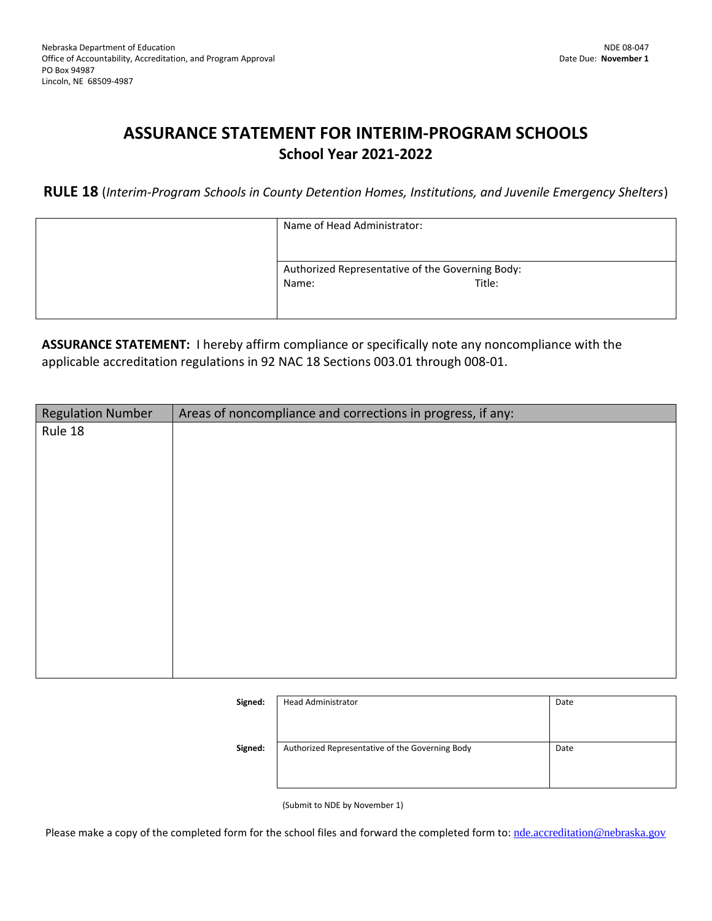Nebraska Department of Education
Office of Accountability, Accreditation, and Program Approval
PO Box 94987
Lincoln, NE 68509-4987

NDE 08-047
Date Due: **November 1**

# ASSURANCE STATEMENT FOR INTERIM-PROGRAM SCHOOLS

## School Year 2021-2022

**RULE 18** (*Interim-Program Schools in County Detention Homes, Institutions, and Juvenile Emergency Shelters*)

| | |
|---|---|
| | Name of Head Administrator: |
| | Authorized Representative of the Governing Body:<br>Name: Title: |

**ASSURANCE STATEMENT:** I hereby affirm compliance or specifically note any noncompliance with the applicable accreditation regulations in 92 NAC 18 Sections 003.01 through 008-01.

| Regulation Number | Areas of noncompliance and corrections in progress, if any: |
|---|---|
| Rule 18 | |

| | | |
|---|---|---|
| **Signed:** | Head Administrator | Date |
| **Signed:** | Authorized Representative of the Governing Body | Date |

(Submit to NDE by November 1)

Please make a copy of the completed form for the school files and forward the completed form to: nde.accreditation@nebraska.gov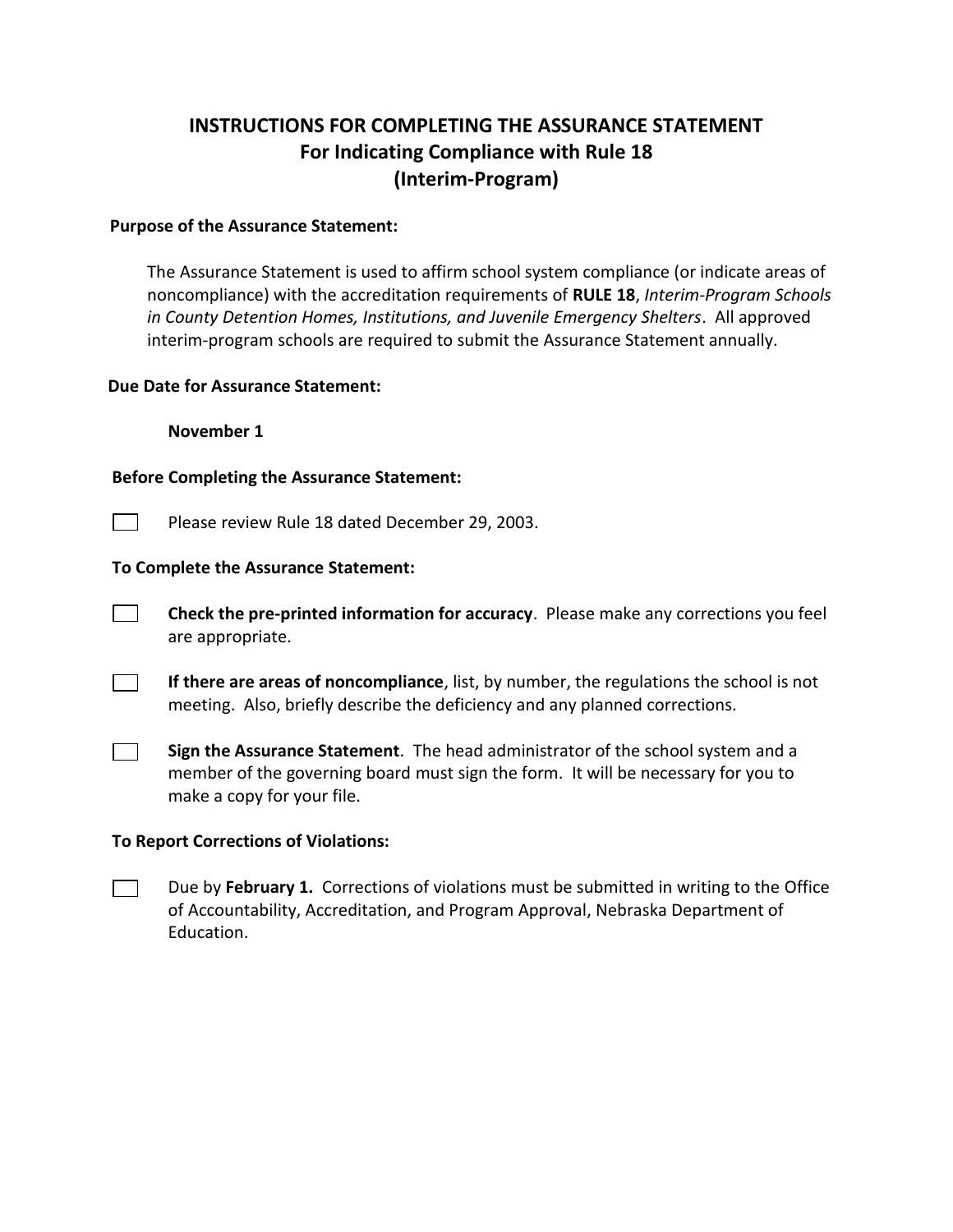# INSTRUCTIONS FOR COMPLETING THE ASSURANCE STATEMENT
## For Indicating Compliance with Rule 18
## (Interim-Program)

**Purpose of the Assurance Statement:**

The Assurance Statement is used to affirm school system compliance (or indicate areas of noncompliance) with the accreditation requirements of **RULE 18**, *Interim-Program Schools in County Detention Homes, Institutions, and Juvenile Emergency Shelters*. All approved interim-program schools are required to submit the Assurance Statement annually.

**Due Date for Assurance Statement:**

**November 1**

**Before Completing the Assurance Statement:**

- [ ] Please review Rule 18 dated December 29, 2003.

**To Complete the Assurance Statement:**

- [ ] **Check the pre-printed information for accuracy**. Please make any corrections you feel are appropriate.
- [ ] **If there are areas of noncompliance**, list, by number, the regulations the school is not meeting. Also, briefly describe the deficiency and any planned corrections.
- [ ] **Sign the Assurance Statement**. The head administrator of the school system and a member of the governing board must sign the form. It will be necessary for you to make a copy for your file.

**To Report Corrections of Violations:**

- [ ] Due by **February 1.** Corrections of violations must be submitted in writing to the Office of Accountability, Accreditation, and Program Approval, Nebraska Department of Education.